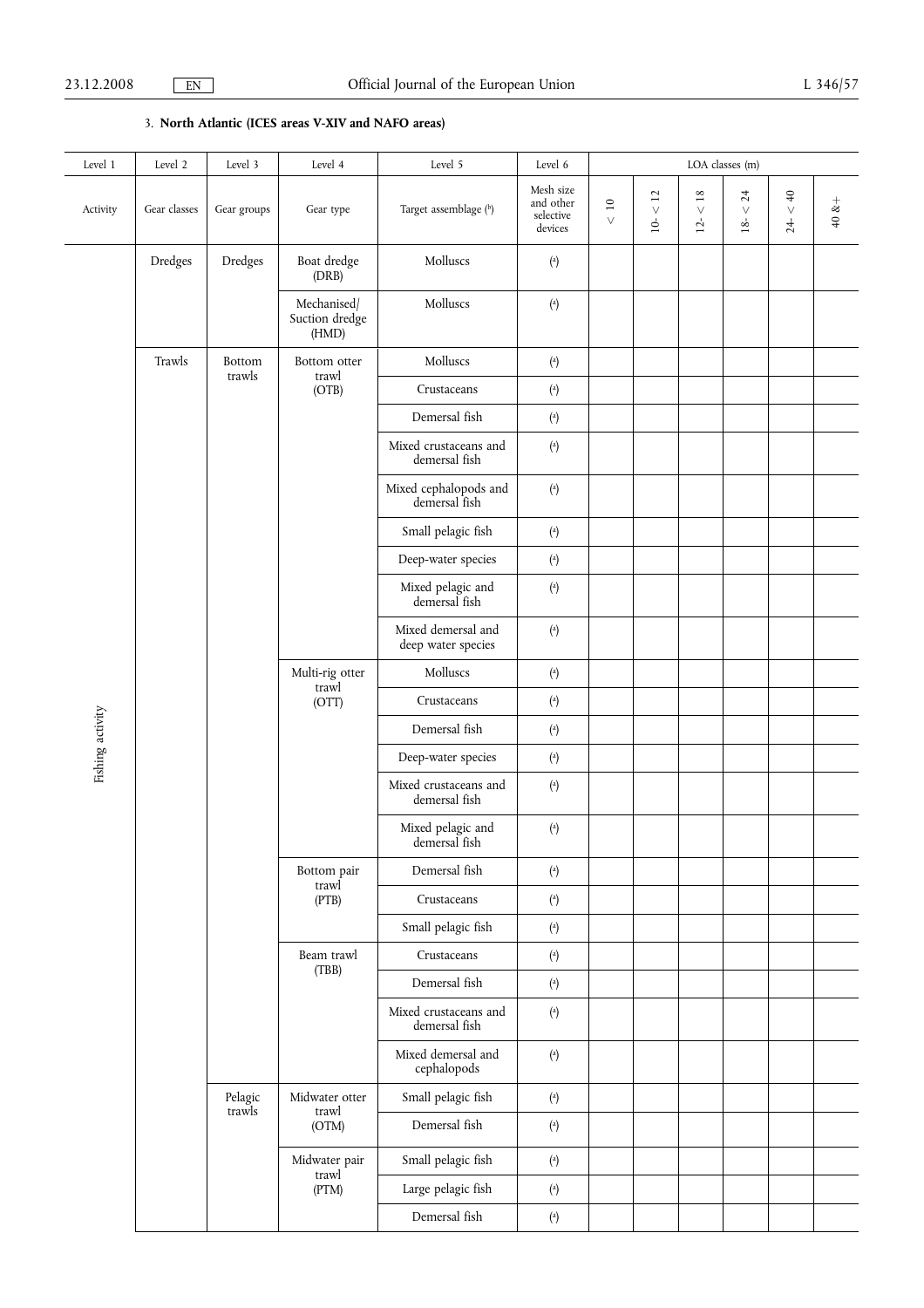3. **North Atlantic (ICES areas V-XIV and NAFO areas)**

| Level 1 | Level 2 | Level 3 | Level 4 | Level 5 | Level 6 | LOA classes (m) | | | | | |
|---|---|---|---|---|---|---|---|---|---|---|---|
| Activity | Gear classes | Gear groups | Gear type | Target assemblage (b) | Mesh size and other selective devices | < 10 | 10- < 12 | 12- < 18 | 18- < 24 | 24- < 40 | 40 &+ |
| Fishing activity | Dredges | Dredges | Boat dredge (DRB) | Molluscs | (a) | | | | | | |
| | | | Mechanised/ Suction dredge (HMD) | Molluscs | (a) | | | | | | |
| | Trawls | Bottom trawls | Bottom otter trawl (OTB) | Molluscs | (a) | | | | | | |
| | | | | Crustaceans | (a) | | | | | | |
| | | | | Demersal fish | (a) | | | | | | |
| | | | | Mixed crustaceans and demersal fish | (a) | | | | | | |
| | | | | Mixed cephalopods and demersal fish | (a) | | | | | | |
| | | | | Small pelagic fish | (a) | | | | | | |
| | | | | Deep-water species | (a) | | | | | | |
| | | | | Mixed pelagic and demersal fish | (a) | | | | | | |
| | | | | Mixed demersal and deep water species | (a) | | | | | | |
| | | | Multi-rig otter trawl (OTT) | Molluscs | (a) | | | | | | |
| | | | | Crustaceans | (a) | | | | | | |
| | | | | Demersal fish | (a) | | | | | | |
| | | | | Deep-water species | (a) | | | | | | |
| | | | | Mixed crustaceans and demersal fish | (a) | | | | | | |
| | | | | Mixed pelagic and demersal fish | (a) | | | | | | |
| | | | Bottom pair trawl (PTB) | Demersal fish | (a) | | | | | | |
| | | | | Crustaceans | (a) | | | | | | |
| | | | | Small pelagic fish | (a) | | | | | | |
| | | | Beam trawl (TBB) | Crustaceans | (a) | | | | | | |
| | | | | Demersal fish | (a) | | | | | | |
| | | | | Mixed crustaceans and demersal fish | (a) | | | | | | |
| | | | | Mixed demersal and cephalopods | (a) | | | | | | |
| | | Pelagic trawls | Midwater otter trawl (OTM) | Small pelagic fish | (a) | | | | | | |
| | | | | Demersal fish | (a) | | | | | | |
| | | | Midwater pair trawl (PTM) | Small pelagic fish | (a) | | | | | | |
| | | | | Large pelagic fish | (a) | | | | | | |
| | | | | Demersal fish | (a) | | | | | | |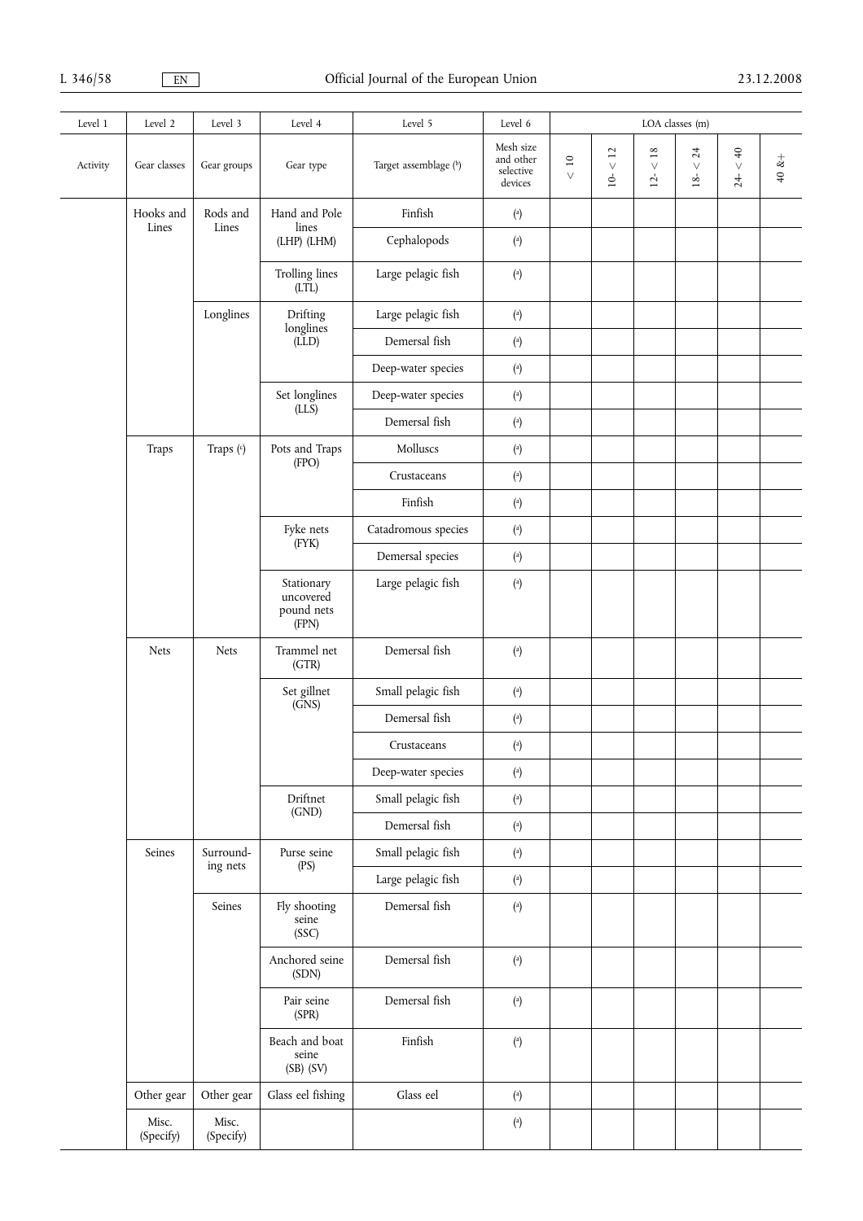| Level 1 | Level 2 | Level 3 | Level 4 | Level 5 | Level 6 | LOA classes (m) | | | | | |
|---|---|---|---|---|---|---|---|---|---|---|---|
| Activity | Gear classes | Gear groups | Gear type | Target assemblage ([b]) | Mesh size and other selective devices | < 10 | 10- < 12 | 12- < 18 | 18- < 24 | 24- < 40 | 40 &+ |
| | Hooks and Lines | Rods and Lines | Hand and Pole lines (LHP) (LHM) | Finfish | ([a]) | | | | | | |
| | | | | Cephalopods | ([a]) | | | | | | |
| | | | Trolling lines (LTL) | Large pelagic fish | ([a]) | | | | | | |
| | | Longlines | Drifting longlines (LLD) | Large pelagic fish | ([a]) | | | | | | |
| | | | | Demersal fish | ([a]) | | | | | | |
| | | | | Deep-water species | ([a]) | | | | | | |
| | | | Set longlines (LLS) | Deep-water species | ([a]) | | | | | | |
| | | | | Demersal fish | ([a]) | | | | | | |
| | Traps | Traps ([c]) | Pots and Traps (FPO) | Molluscs | ([a]) | | | | | | |
| | | | | Crustaceans | ([a]) | | | | | | |
| | | | | Finfish | ([a]) | | | | | | |
| | | | Fyke nets (FYK) | Catadromous species | ([a]) | | | | | | |
| | | | | Demersal species | ([a]) | | | | | | |
| | | | Stationary uncovered pound nets (FPN) | Large pelagic fish | ([a]) | | | | | | |
| | Nets | Nets | Trammel net (GTR) | Demersal fish | ([a]) | | | | | | |
| | | | Set gillnet (GNS) | Small pelagic fish | ([a]) | | | | | | |
| | | | | Demersal fish | ([a]) | | | | | | |
| | | | | Crustaceans | ([a]) | | | | | | |
| | | | | Deep-water species | ([a]) | | | | | | |
| | | | Driftnet (GND) | Small pelagic fish | ([a]) | | | | | | |
| | | | | Demersal fish | ([a]) | | | | | | |
| | Seines | Surrounding nets | Purse seine (PS) | Small pelagic fish | ([a]) | | | | | | |
| | | | | Large pelagic fish | ([a]) | | | | | | |
| | | Seines | Fly shooting seine (SSC) | Demersal fish | ([a]) | | | | | | |
| | | | Anchored seine (SDN) | Demersal fish | ([a]) | | | | | | |
| | | | Pair seine (SPR) | Demersal fish | ([a]) | | | | | | |
| | | | Beach and boat seine (SB) (SV) | Finfish | ([a]) | | | | | | |
| | Other gear | Other gear | Glass eel fishing | Glass eel | ([a]) | | | | | | |
| | Misc. (Specify) | Misc. (Specify) | | | ([a]) | | | | | | |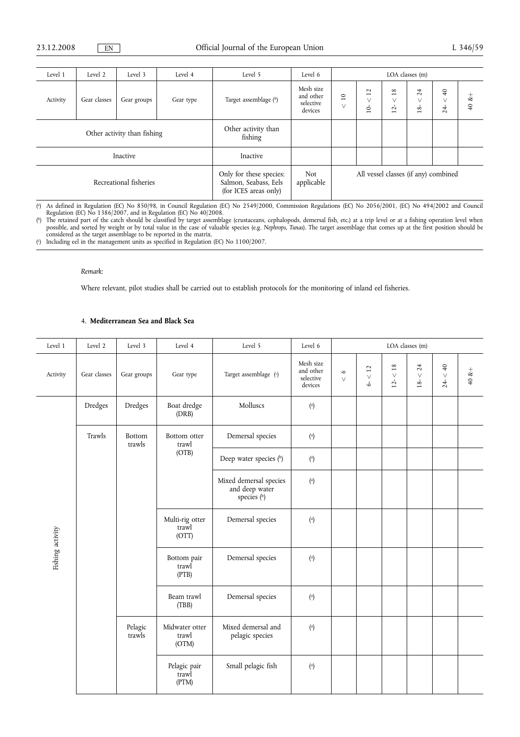| Level 1 | Level 2 | Level 3 | Level 4 | Level 5 | Level 6 | LOA classes (m) | | | | | |
|---|---|---|---|---|---|---|---|---|---|---|---|
| Activity | Gear classes | Gear groups | Gear type | Target assemblage ([b]) | Mesh size and other selective devices | < 10 | 10- < 12 | 12- < 18 | 18- < 24 | 24- < 40 | 40 &+ |
| Other activity than fishing | | | | Other activity than fishing | | | | | | | |
| Inactive | | | | Inactive | | | | | | | |
| Recreational fisheries | | | | Only for these species: Salmon, Seabass, Eels (for ICES areas only) | Not applicable | All vessel classes (if any) combined | | | | | |

([a]) As defined in Regulation (EC) No 850/98, in Council Regulation (EC) No 2549/2000, Commission Regulations (EC) No 2056/2001, (EC) No 494/2002 and Council Regulation (EC) No 1386/2007, and in Regulation (EC) No 40/2008.
([b]) The retained part of the catch should be classified by target assemblage (crustaceans, cephalopods, demersal fish, etc.) at a trip level or at a fishing operation level when possible, and sorted by weight or by total value in the case of valuable species (e.g. *Nephrops*, *Tunas*). The target assemblage that comes up at the first position should be considered as the target assemblage to be reported in the matrix.
([c]) Including eel in the management units as specified in Regulation (EC) No 1100/2007.

*Remark:*

Where relevant, pilot studies shall be carried out to establish protocols for the monitoring of inland eel fisheries.

4. **Mediterranean Sea and Black Sea**

| Level 1 | Level 2 | Level 3 | Level 4 | Level 5 | Level 6 | LOA classes (m) | | | | | |
|---|---|---|---|---|---|---|---|---|---|---|---|
| Activity | Gear classes | Gear groups | Gear type | Target assemblage ([c]) | Mesh size and other selective devices | < 6 | 6- < 12 | 12- < 18 | 18- < 24 | 24- < 40 | 40 &+ |
| Fishing activity | Dredges | Dredges | Boat dredge (DRB) | Molluscs | ([a]) | | | | | | |
| | Trawls | Bottom trawls | Bottom otter trawl (OTB) | Demersal species | ([a]) | | | | | | |
| | | | | Deep water species ([b]) | ([a]) | | | | | | |
| | | | | Mixed demersal species and deep water species ([b]) | ([a]) | | | | | | |
| | | | Multi-rig otter trawl (OTT) | Demersal species | ([a]) | | | | | | |
| | | | Bottom pair trawl (PTB) | Demersal species | ([a]) | | | | | | |
| | | | Beam trawl (TBB) | Demersal species | ([a]) | | | | | | |
| | | Pelagic trawls | Midwater otter trawl (OTM) | Mixed demersal and pelagic species | ([a]) | | | | | | |
| | | | Pelagic pair trawl (PTM) | Small pelagic fish | ([a]) | | | | | | |